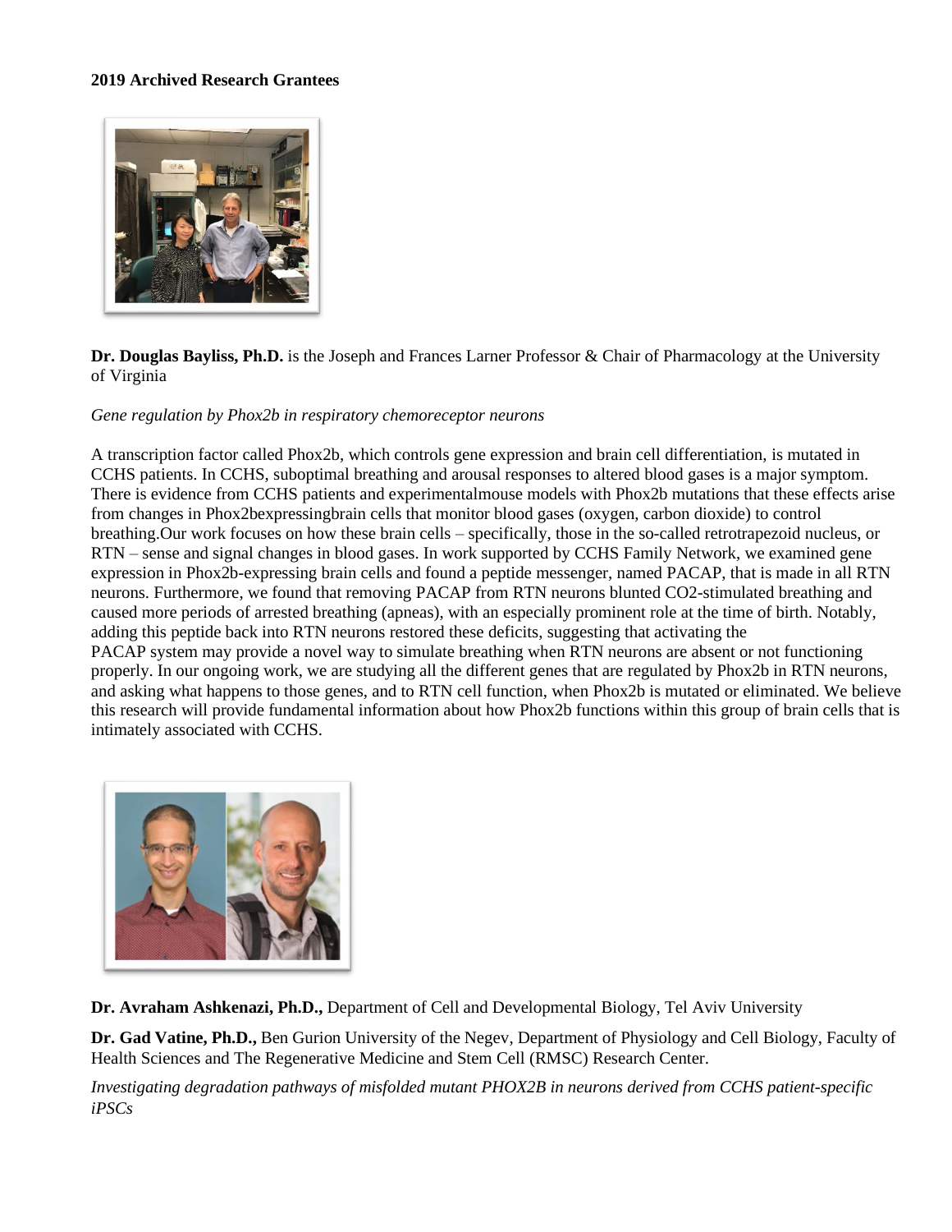**2019 Archived Research Grantees**

**Dr. Douglas Bayliss, Ph.D.** is the Joseph and Frances Larner Professor & Chair of Pharmacology at the University of Virginia

*Gene regulation by Phox2b in respiratory chemoreceptor neurons*

A transcription factor called Phox2b, which controls gene expression and brain cell differentiation, is mutated in CCHS patients. In CCHS, suboptimal breathing and arousal responses to altered blood gases is a major symptom. There is evidence from CCHS patients and experimentalmouse models with Phox2b mutations that these effects arise from changes in Phox2bexpressingbrain cells that monitor blood gases (oxygen, carbon dioxide) to control breathing.Our work focuses on how these brain cells – specifically, those in the so-called retrotrapezoid nucleus, or RTN – sense and signal changes in blood gases. In work supported by CCHS Family Network, we examined gene expression in Phox2b-expressing brain cells and found a peptide messenger, named PACAP, that is made in all RTN neurons. Furthermore, we found that removing PACAP from RTN neurons blunted $CO_2$-stimulated breathing and caused more periods of arrested breathing (apneas), with an especially prominent role at the time of birth. Notably, adding this peptide back into RTN neurons restored these deficits, suggesting that activating the PACAP system may provide a novel way to simulate breathing when RTN neurons are absent or not functioning properly. In our ongoing work, we are studying all the different genes that are regulated by Phox2b in RTN neurons, and asking what happens to those genes, and to RTN cell function, when Phox2b is mutated or eliminated. We believe this research will provide fundamental information about how Phox2b functions within this group of brain cells that is intimately associated with CCHS.

**Dr. Avraham Ashkenazi, Ph.D.,** Department of Cell and Developmental Biology, Tel Aviv University

**Dr. Gad Vatine, Ph.D.,** Ben Gurion University of the Negev, Department of Physiology and Cell Biology, Faculty of Health Sciences and The Regenerative Medicine and Stem Cell (RMSC) Research Center.

*Investigating degradation pathways of misfolded mutant PHOX2B in neurons derived from CCHS patient-specific iPSCs*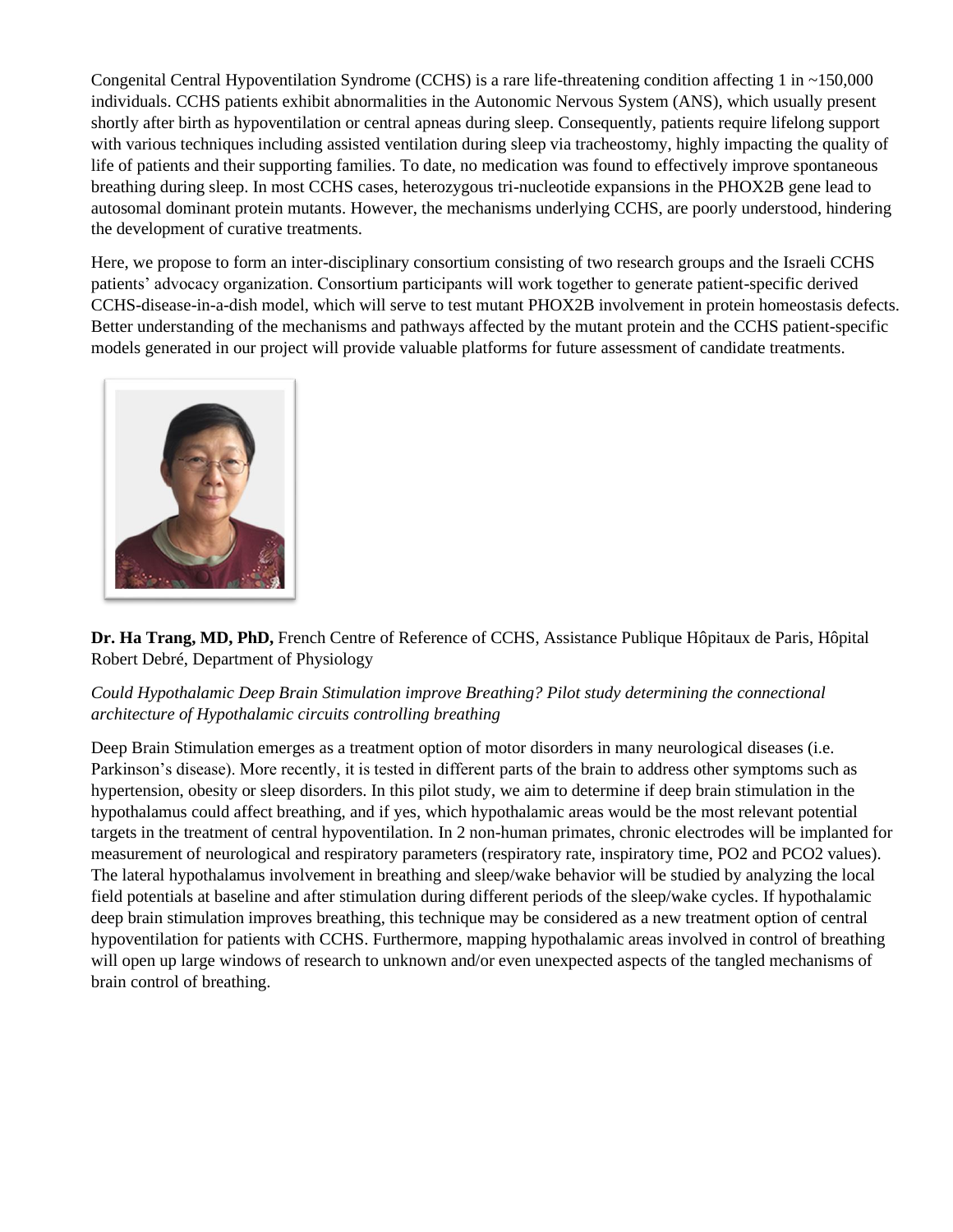Congenital Central Hypoventilation Syndrome (CCHS) is a rare life-threatening condition affecting 1 in ~150,000 individuals. CCHS patients exhibit abnormalities in the Autonomic Nervous System (ANS), which usually present shortly after birth as hypoventilation or central apneas during sleep. Consequently, patients require lifelong support with various techniques including assisted ventilation during sleep via tracheostomy, highly impacting the quality of life of patients and their supporting families. To date, no medication was found to effectively improve spontaneous breathing during sleep. In most CCHS cases, heterozygous tri-nucleotide expansions in the PHOX2B gene lead to autosomal dominant protein mutants. However, the mechanisms underlying CCHS, are poorly understood, hindering the development of curative treatments.

Here, we propose to form an inter-disciplinary consortium consisting of two research groups and the Israeli CCHS patients' advocacy organization. Consortium participants will work together to generate patient-specific derived CCHS-disease-in-a-dish model, which will serve to test mutant PHOX2B involvement in protein homeostasis defects. Better understanding of the mechanisms and pathways affected by the mutant protein and the CCHS patient-specific models generated in our project will provide valuable platforms for future assessment of candidate treatments.

**Dr. Ha Trang, MD, PhD,** French Centre of Reference of CCHS, Assistance Publique Hôpitaux de Paris, Hôpital Robert Debré, Department of Physiology

*Could Hypothalamic Deep Brain Stimulation improve Breathing? Pilot study determining the connectional architecture of Hypothalamic circuits controlling breathing*

Deep Brain Stimulation emerges as a treatment option of motor disorders in many neurological diseases (i.e. Parkinson's disease). More recently, it is tested in different parts of the brain to address other symptoms such as hypertension, obesity or sleep disorders. In this pilot study, we aim to determine if deep brain stimulation in the hypothalamus could affect breathing, and if yes, which hypothalamic areas would be the most relevant potential targets in the treatment of central hypoventilation. In 2 non-human primates, chronic electrodes will be implanted for measurement of neurological and respiratory parameters (respiratory rate, inspiratory time, $PO_2$ and $PCO_2$ values). The lateral hypothalamus involvement in breathing and sleep/wake behavior will be studied by analyzing the local field potentials at baseline and after stimulation during different periods of the sleep/wake cycles. If hypothalamic deep brain stimulation improves breathing, this technique may be considered as a new treatment option of central hypoventilation for patients with CCHS. Furthermore, mapping hypothalamic areas involved in control of breathing will open up large windows of research to unknown and/or even unexpected aspects of the tangled mechanisms of brain control of breathing.